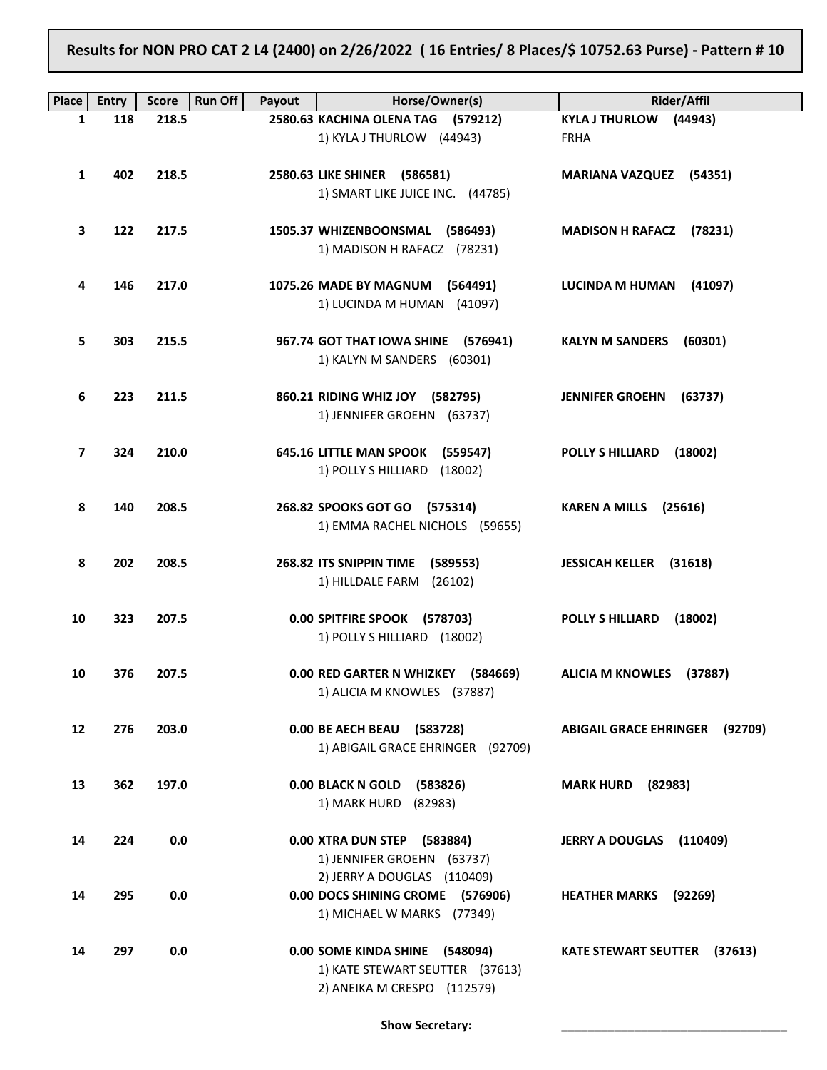**Results for NON PRO CAT 2 L4 (2400) on 2/26/2022 ( 16 Entries/ 8 Places/$ 10752.63 Purse) - Pattern # 10**

| Place | Entry | Score | Run Off | Payout | Horse/Owner(s) | Rider/Affil |
|---|---|---|---|---|---|---|
| 1 | 118 | 218.5 | | 2580.63 | **KACHINA OLENA TAG (579212)**<br>1) KYLA J THURLOW (44943) | **KYLA J THURLOW (44943)**<br>FRHA |
| 1 | 402 | 218.5 | | 2580.63 | **LIKE SHINER (586581)**<br>1) SMART LIKE JUICE INC. (44785) | **MARIANA VAZQUEZ (54351)** |
| 3 | 122 | 217.5 | | 1505.37 | **WHIZENBOONSMAL (586493)**<br>1) MADISON H RAFACZ (78231) | **MADISON H RAFACZ (78231)** |
| 4 | 146 | 217.0 | | 1075.26 | **MADE BY MAGNUM (564491)**<br>1) LUCINDA M HUMAN (41097) | **LUCINDA M HUMAN (41097)** |
| 5 | 303 | 215.5 | | 967.74 | **GOT THAT IOWA SHINE (576941)**<br>1) KALYN M SANDERS (60301) | **KALYN M SANDERS (60301)** |
| 6 | 223 | 211.5 | | 860.21 | **RIDING WHIZ JOY (582795)**<br>1) JENNIFER GROEHN (63737) | **JENNIFER GROEHN (63737)** |
| 7 | 324 | 210.0 | | 645.16 | **LITTLE MAN SPOOK (559547)**<br>1) POLLY S HILLIARD (18002) | **POLLY S HILLIARD (18002)** |
| 8 | 140 | 208.5 | | 268.82 | **SPOOKS GOT GO (575314)**<br>1) EMMA RACHEL NICHOLS (59655) | **KAREN A MILLS (25616)** |
| 8 | 202 | 208.5 | | 268.82 | **ITS SNIPPIN TIME (589553)**<br>1) HILLDALE FARM (26102) | **JESSICAH KELLER (31618)** |
| 10 | 323 | 207.5 | | 0.00 | **SPITFIRE SPOOK (578703)**<br>1) POLLY S HILLIARD (18002) | **POLLY S HILLIARD (18002)** |
| 10 | 376 | 207.5 | | 0.00 | **RED GARTER N WHIZKEY (584669)**<br>1) ALICIA M KNOWLES (37887) | **ALICIA M KNOWLES (37887)** |
| 12 | 276 | 203.0 | | 0.00 | **BE AECH BEAU (583728)**<br>1) ABIGAIL GRACE EHRINGER (92709) | **ABIGAIL GRACE EHRINGER (92709)** |
| 13 | 362 | 197.0 | | 0.00 | **BLACK N GOLD (583826)**<br>1) MARK HURD (82983) | **MARK HURD (82983)** |
| 14 | 224 | 0.0 | | 0.00 | **XTRA DUN STEP (583884)**<br>1) JENNIFER GROEHN (63737)<br>2) JERRY A DOUGLAS (110409) | **JERRY A DOUGLAS (110409)** |
| 14 | 295 | 0.0 | | 0.00 | **DOCS SHINING CROME (576906)**<br>1) MICHAEL W MARKS (77349) | **HEATHER MARKS (92269)** |
| 14 | 297 | 0.0 | | 0.00 | **SOME KINDA SHINE (548094)**<br>1) KATE STEWART SEUTTER (37613)<br>2) ANEIKA M CRESPO (112579) | **KATE STEWART SEUTTER (37613)** |

**Show Secretary:** \_\_\_\_\_\_\_\_\_\_\_\_\_\_\_\_\_\_\_\_\_\_\_\_\_\_\_\_\_\_\_\_\_\_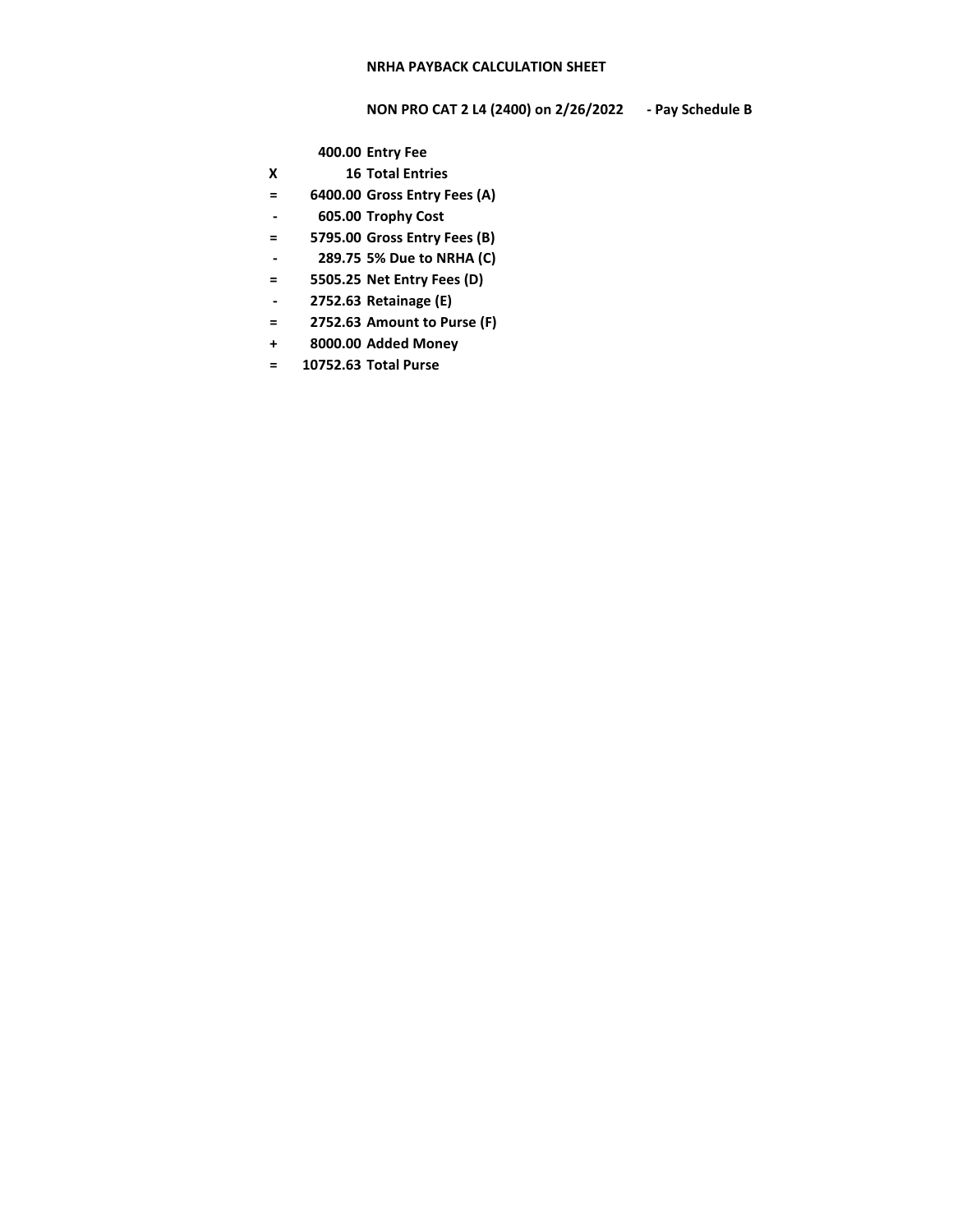**NRHA PAYBACK CALCULATION SHEET**

**NON PRO CAT 2 L4 (2400) on 2/26/2022 - Pay Schedule B**

| | | |
|---|---|---|
| | 400.00 | Entry Fee |
| X | 16 | Total Entries |
| = | 6400.00 | Gross Entry Fees (A) |
| - | 605.00 | Trophy Cost |
| = | 5795.00 | Gross Entry Fees (B) |
| - | 289.75 | 5% Due to NRHA (C) |
| = | 5505.25 | Net Entry Fees (D) |
| - | 2752.63 | Retainage (E) |
| = | 2752.63 | Amount to Purse (F) |
| + | 8000.00 | Added Money |
| = | 10752.63 | Total Purse |